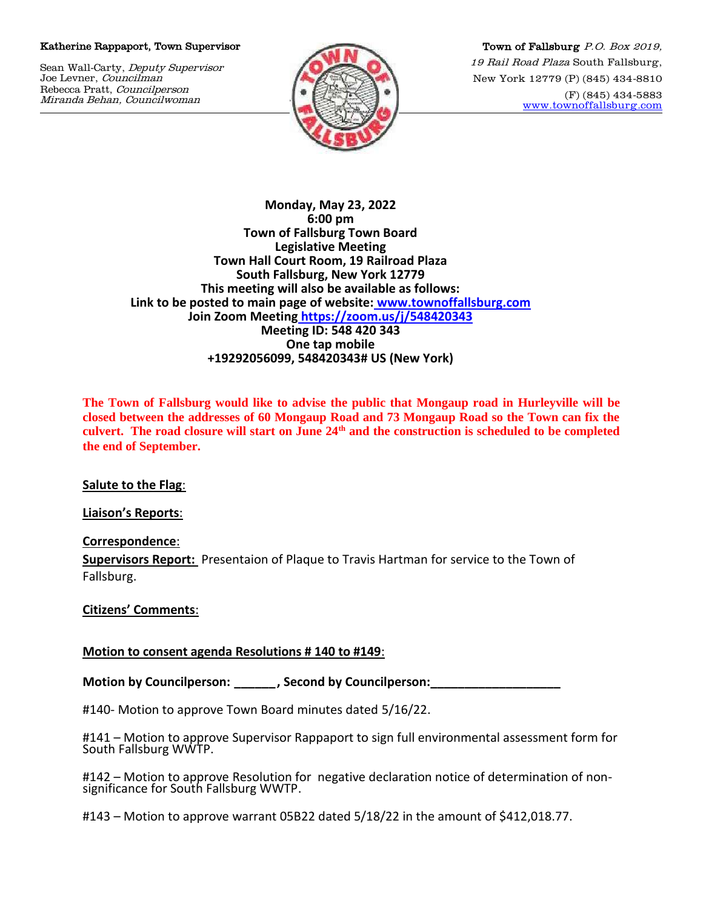Katherine Rappaport, Town Supervisor

Sean Wall-Carty, *Deputy Supervisor*
Joe Levner, *Councilman*
Rebecca Pratt, *Councilperson*
*Miranda Behan, Councilwoman*

Town of Fallsburg *P.O. Box 2019, 19 Rail Road Plaza* South Fallsburg, New York 12779 (P) (845) 434-8810 (F) (845) 434-5883 www.townoffallsburg.com

**Monday, May 23, 2022**
**6:00 pm**
**Town of Fallsburg Town Board**
**Legislative Meeting**
**Town Hall Court Room, 19 Railroad Plaza**
**South Fallsburg, New York 12779**
**This meeting will also be available as follows:**
**Link to be posted to main page of website: www.townoffallsburg.com**
**Join Zoom Meeting https://zoom.us/j/548420343**
**Meeting ID: 548 420 343**
**One tap mobile**
**+19292056099, 548420343# US (New York)**

**The Town of Fallsburg would like to advise the public that Mongaup road in Hurleyville will be closed between the addresses of 60 Mongaup Road and 73 Mongaup Road so the Town can fix the culvert. The road closure will start on June 24th and the construction is scheduled to be completed the end of September.**

**Salute to the Flag**:

**Liaison's Reports**:

**Correspondence**:

**Supervisors Report:** Presentaion of Plaque to Travis Hartman for service to the Town of Fallsburg.

**Citizens' Comments**:

**Motion to consent agenda Resolutions # 140 to #149**:

**Motion by Councilperson: ______, Second by Councilperson:___________________**

#140- Motion to approve Town Board minutes dated 5/16/22.

#141 – Motion to approve Supervisor Rappaport to sign full environmental assessment form for South Fallsburg WWTP.

#142 – Motion to approve Resolution for negative declaration notice of determination of non-significance for South Fallsburg WWTP.

#143 – Motion to approve warrant 05B22 dated 5/18/22 in the amount of $412,018.77.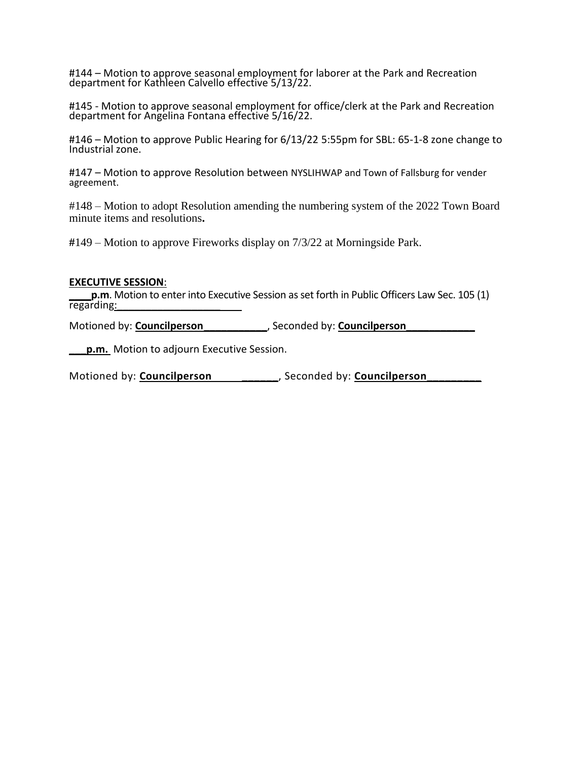#144 – Motion to approve seasonal employment for laborer at the Park and Recreation department for Kathleen Calvello effective 5/13/22.

#145 - Motion to approve seasonal employment for office/clerk at the Park and Recreation department for Angelina Fontana effective 5/16/22.

#146 – Motion to approve Public Hearing for 6/13/22 5:55pm for SBL: 65-1-8 zone change to Industrial zone.

#147 – Motion to approve Resolution between NYSLIHWAP and Town of Fallsburg for vender agreement.

#148 – Motion to adopt Resolution amending the numbering system of the 2022 Town Board minute items and resolutions**.**

#149 – Motion to approve Fireworks display on 7/3/22 at Morningside Park.

**EXECUTIVE SESSION**:

**____p.m**. Motion to enter into Executive Session as set forth in Public Officers Law Sec. 105 (1) regarding:________________________

Motioned by: **Councilperson___________**, Seconded by: **Councilperson____________**

**___p.m.** Motion to adjourn Executive Session.

Motioned by: **Councilperson _______**, Seconded by: **Councilperson_________**